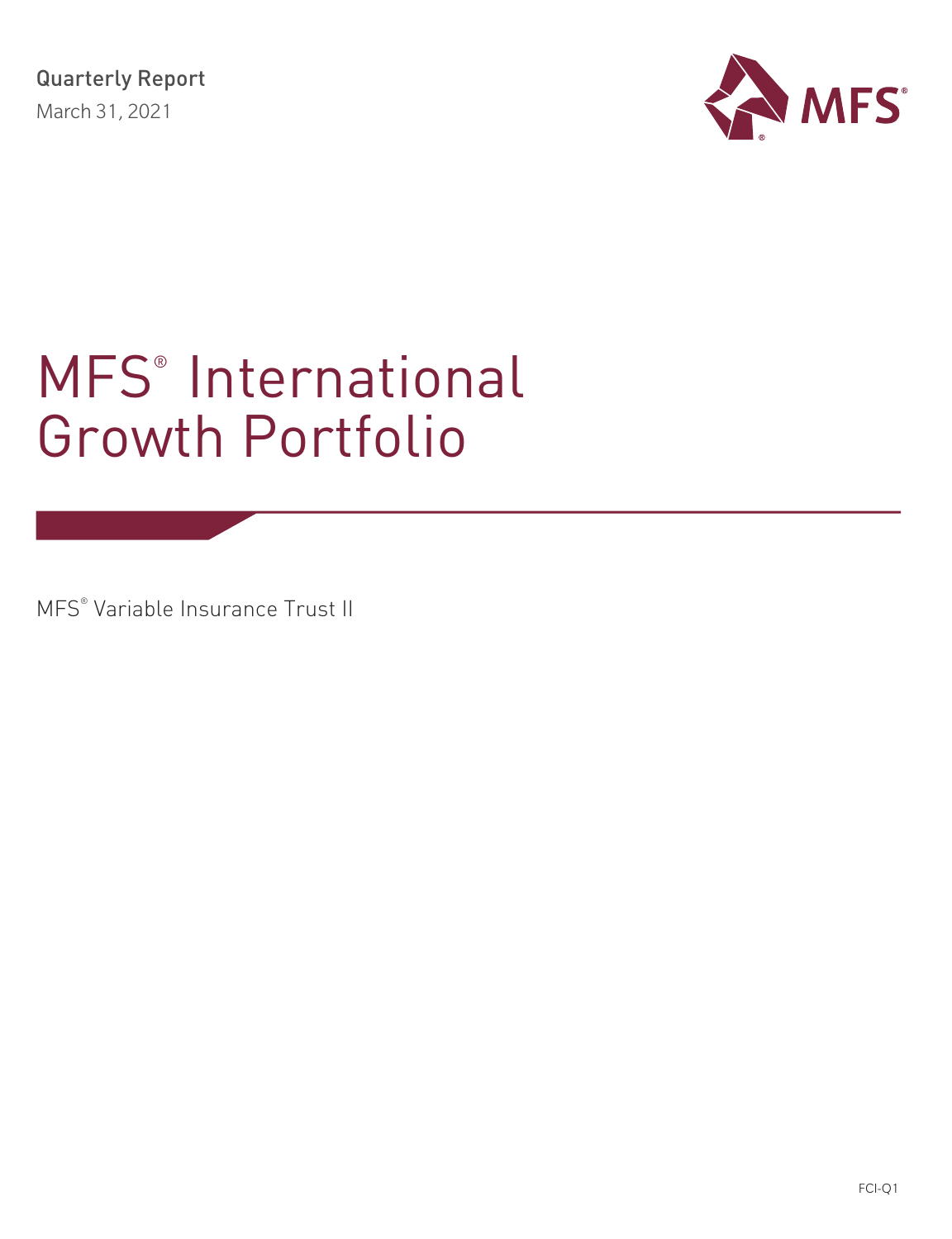Quarterly Report

March 31, 2021

MFS®

# MFS® International Growth Portfolio

MFS® Variable Insurance Trust II

FCI-Q1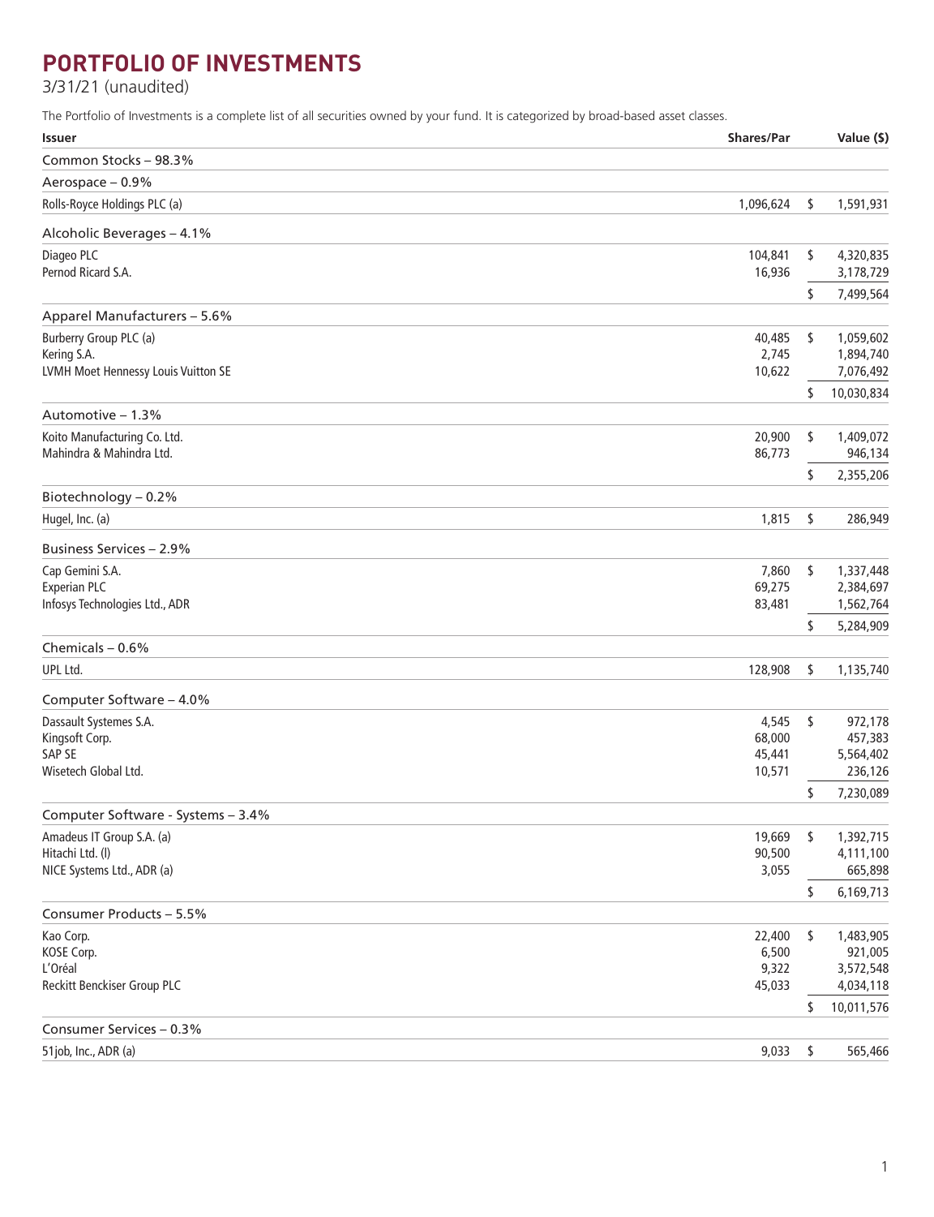# PORTFOLIO OF INVESTMENTS

3/31/21 (unaudited)

The Portfolio of Investments is a complete list of all securities owned by your fund. It is categorized by broad-based asset classes.

| Issuer | Shares/Par | | Value ($) |
|---|---|---|---|
| Common Stocks – 98.3% | | | |
| Aerospace – 0.9% | | | |
| Rolls-Royce Holdings PLC (a) | 1,096,624 | $ | 1,591,931 |
| Alcoholic Beverages – 4.1% | | | |
| Diageo PLC | 104,841 | $ | 4,320,835 |
| Pernod Ricard S.A. | 16,936 | | 3,178,729 |
| | | $ | 7,499,564 |
| Apparel Manufacturers – 5.6% | | | |
| Burberry Group PLC (a) | 40,485 | $ | 1,059,602 |
| Kering S.A. | 2,745 | | 1,894,740 |
| LVMH Moet Hennessy Louis Vuitton SE | 10,622 | | 7,076,492 |
| | | $ | 10,030,834 |
| Automotive – 1.3% | | | |
| Koito Manufacturing Co. Ltd. | 20,900 | $ | 1,409,072 |
| Mahindra & Mahindra Ltd. | 86,773 | | 946,134 |
| | | $ | 2,355,206 |
| Biotechnology – 0.2% | | | |
| Hugel, Inc. (a) | 1,815 | $ | 286,949 |
| Business Services – 2.9% | | | |
| Cap Gemini S.A. | 7,860 | $ | 1,337,448 |
| Experian PLC | 69,275 | | 2,384,697 |
| Infosys Technologies Ltd., ADR | 83,481 | | 1,562,764 |
| | | $ | 5,284,909 |
| Chemicals – 0.6% | | | |
| UPL Ltd. | 128,908 | $ | 1,135,740 |
| Computer Software – 4.0% | | | |
| Dassault Systemes S.A. | 4,545 | $ | 972,178 |
| Kingsoft Corp. | 68,000 | | 457,383 |
| SAP SE | 45,441 | | 5,564,402 |
| Wisetech Global Ltd. | 10,571 | | 236,126 |
| | | $ | 7,230,089 |
| Computer Software - Systems – 3.4% | | | |
| Amadeus IT Group S.A. (a) | 19,669 | $ | 1,392,715 |
| Hitachi Ltd. (l) | 90,500 | | 4,111,100 |
| NICE Systems Ltd., ADR (a) | 3,055 | | 665,898 |
| | | $ | 6,169,713 |
| Consumer Products – 5.5% | | | |
| Kao Corp. | 22,400 | $ | 1,483,905 |
| KOSE Corp. | 6,500 | | 921,005 |
| L'Oréal | 9,322 | | 3,572,548 |
| Reckitt Benckiser Group PLC | 45,033 | | 4,034,118 |
| | | $ | 10,011,576 |
| Consumer Services – 0.3% | | | |
| 51job, Inc., ADR (a) | 9,033 | $ | 565,466 |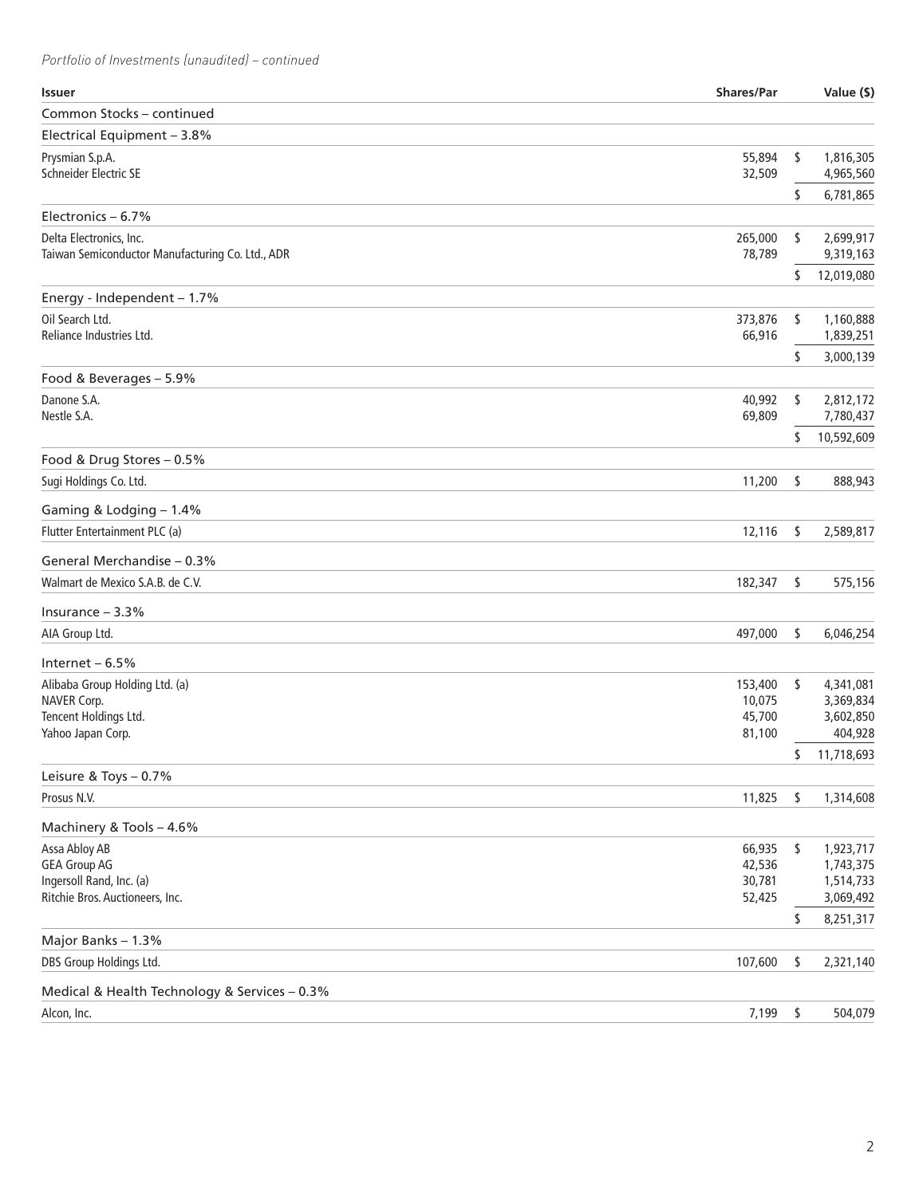*Portfolio of Investments (unaudited) – continued*

| Issuer | Shares/Par | Value ($) |
|---|---|---|
| **Common Stocks – continued** | | |
| **Electrical Equipment – 3.8%** | | |
| Prysmian S.p.A. | 55,894 | $ 1,816,305 |
| Schneider Electric SE | 32,509 | 4,965,560 |
| | | $ 6,781,865 |
| **Electronics – 6.7%** | | |
| Delta Electronics, Inc. | 265,000 | $ 2,699,917 |
| Taiwan Semiconductor Manufacturing Co. Ltd., ADR | 78,789 | 9,319,163 |
| | | $ 12,019,080 |
| **Energy - Independent – 1.7%** | | |
| Oil Search Ltd. | 373,876 | $ 1,160,888 |
| Reliance Industries Ltd. | 66,916 | 1,839,251 |
| | | $ 3,000,139 |
| **Food & Beverages – 5.9%** | | |
| Danone S.A. | 40,992 | $ 2,812,172 |
| Nestle S.A. | 69,809 | 7,780,437 |
| | | $ 10,592,609 |
| **Food & Drug Stores – 0.5%** | | |
| Sugi Holdings Co. Ltd. | 11,200 | $ 888,943 |
| **Gaming & Lodging – 1.4%** | | |
| Flutter Entertainment PLC (a) | 12,116 | $ 2,589,817 |
| **General Merchandise – 0.3%** | | |
| Walmart de Mexico S.A.B. de C.V. | 182,347 | $ 575,156 |
| **Insurance – 3.3%** | | |
| AIA Group Ltd. | 497,000 | $ 6,046,254 |
| **Internet – 6.5%** | | |
| Alibaba Group Holding Ltd. (a) | 153,400 | $ 4,341,081 |
| NAVER Corp. | 10,075 | 3,369,834 |
| Tencent Holdings Ltd. | 45,700 | 3,602,850 |
| Yahoo Japan Corp. | 81,100 | 404,928 |
| | | $ 11,718,693 |
| **Leisure & Toys – 0.7%** | | |
| Prosus N.V. | 11,825 | $ 1,314,608 |
| **Machinery & Tools – 4.6%** | | |
| Assa Abloy AB | 66,935 | $ 1,923,717 |
| GEA Group AG | 42,536 | 1,743,375 |
| Ingersoll Rand, Inc. (a) | 30,781 | 1,514,733 |
| Ritchie Bros. Auctioneers, Inc. | 52,425 | 3,069,492 |
| | | $ 8,251,317 |
| **Major Banks – 1.3%** | | |
| DBS Group Holdings Ltd. | 107,600 | $ 2,321,140 |
| **Medical & Health Technology & Services – 0.3%** | | |
| Alcon, Inc. | 7,199 | $ 504,079 |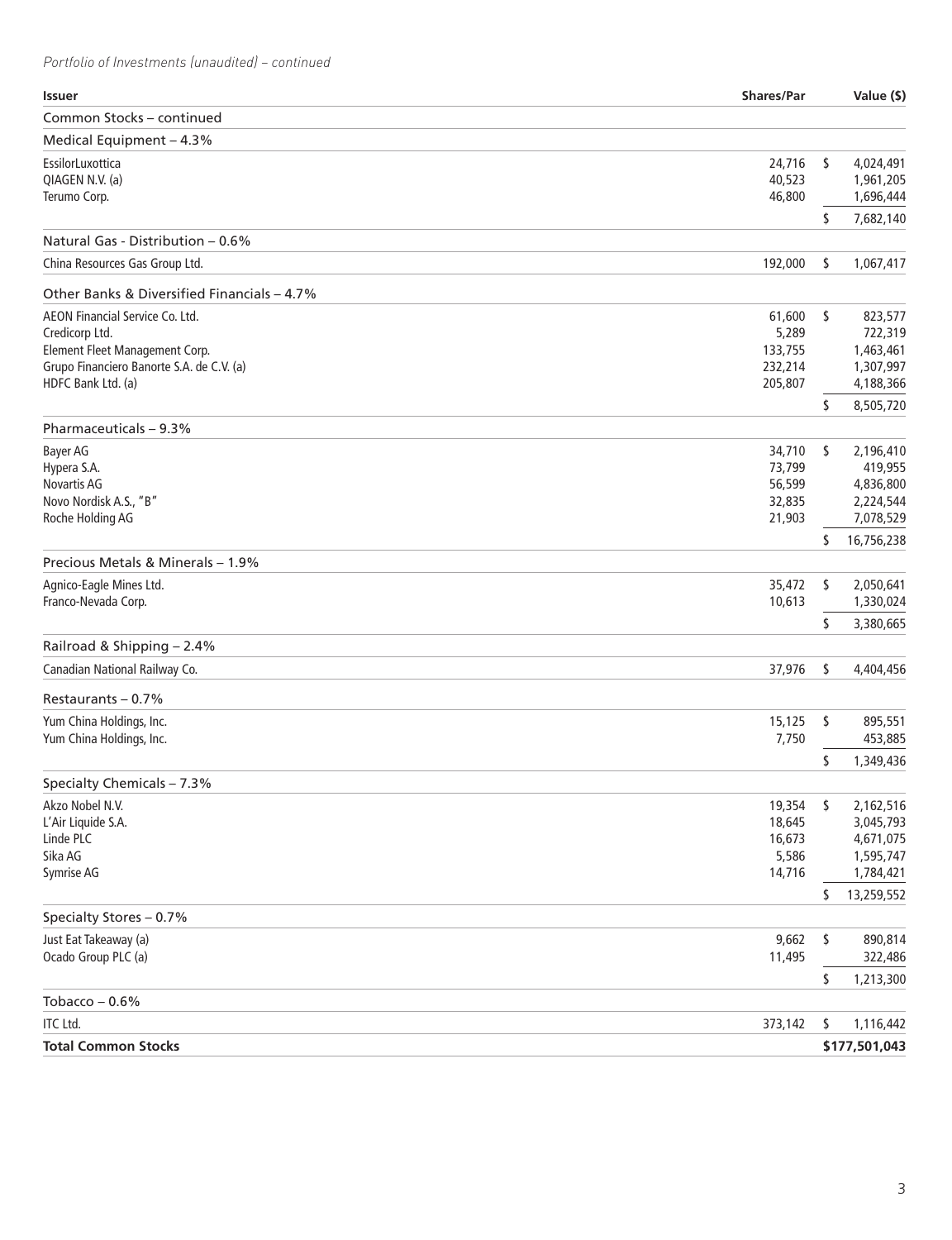*Portfolio of Investments (unaudited) – continued*

| Issuer | Shares/Par | Value ($) |
|---|---|---|
| Common Stocks – continued | | |
| Medical Equipment – 4.3% | | |
| EssilorLuxottica | 24,716 | $ 4,024,491 |
| QIAGEN N.V. (a) | 40,523 | 1,961,205 |
| Terumo Corp. | 46,800 | 1,696,444 |
| | | $ 7,682,140 |
| Natural Gas - Distribution – 0.6% | | |
| China Resources Gas Group Ltd. | 192,000 | $ 1,067,417 |
| Other Banks & Diversified Financials – 4.7% | | |
| AEON Financial Service Co. Ltd. | 61,600 | $ 823,577 |
| Credicorp Ltd. | 5,289 | 722,319 |
| Element Fleet Management Corp. | 133,755 | 1,463,461 |
| Grupo Financiero Banorte S.A. de C.V. (a) | 232,214 | 1,307,997 |
| HDFC Bank Ltd. (a) | 205,807 | 4,188,366 |
| | | $ 8,505,720 |
| Pharmaceuticals – 9.3% | | |
| Bayer AG | 34,710 | $ 2,196,410 |
| Hypera S.A. | 73,799 | 419,955 |
| Novartis AG | 56,599 | 4,836,800 |
| Novo Nordisk A.S., "B" | 32,835 | 2,224,544 |
| Roche Holding AG | 21,903 | 7,078,529 |
| | | $ 16,756,238 |
| Precious Metals & Minerals – 1.9% | | |
| Agnico-Eagle Mines Ltd. | 35,472 | $ 2,050,641 |
| Franco-Nevada Corp. | 10,613 | 1,330,024 |
| | | $ 3,380,665 |
| Railroad & Shipping – 2.4% | | |
| Canadian National Railway Co. | 37,976 | $ 4,404,456 |
| Restaurants – 0.7% | | |
| Yum China Holdings, Inc. | 15,125 | $ 895,551 |
| Yum China Holdings, Inc. | 7,750 | 453,885 |
| | | $ 1,349,436 |
| Specialty Chemicals – 7.3% | | |
| Akzo Nobel N.V. | 19,354 | $ 2,162,516 |
| L'Air Liquide S.A. | 18,645 | 3,045,793 |
| Linde PLC | 16,673 | 4,671,075 |
| Sika AG | 5,586 | 1,595,747 |
| Symrise AG | 14,716 | 1,784,421 |
| | | $ 13,259,552 |
| Specialty Stores – 0.7% | | |
| Just Eat Takeaway (a) | 9,662 | $ 890,814 |
| Ocado Group PLC (a) | 11,495 | 322,486 |
| | | $ 1,213,300 |
| Tobacco – 0.6% | | |
| ITC Ltd. | 373,142 | $ 1,116,442 |
| **Total Common Stocks** | | **$177,501,043** |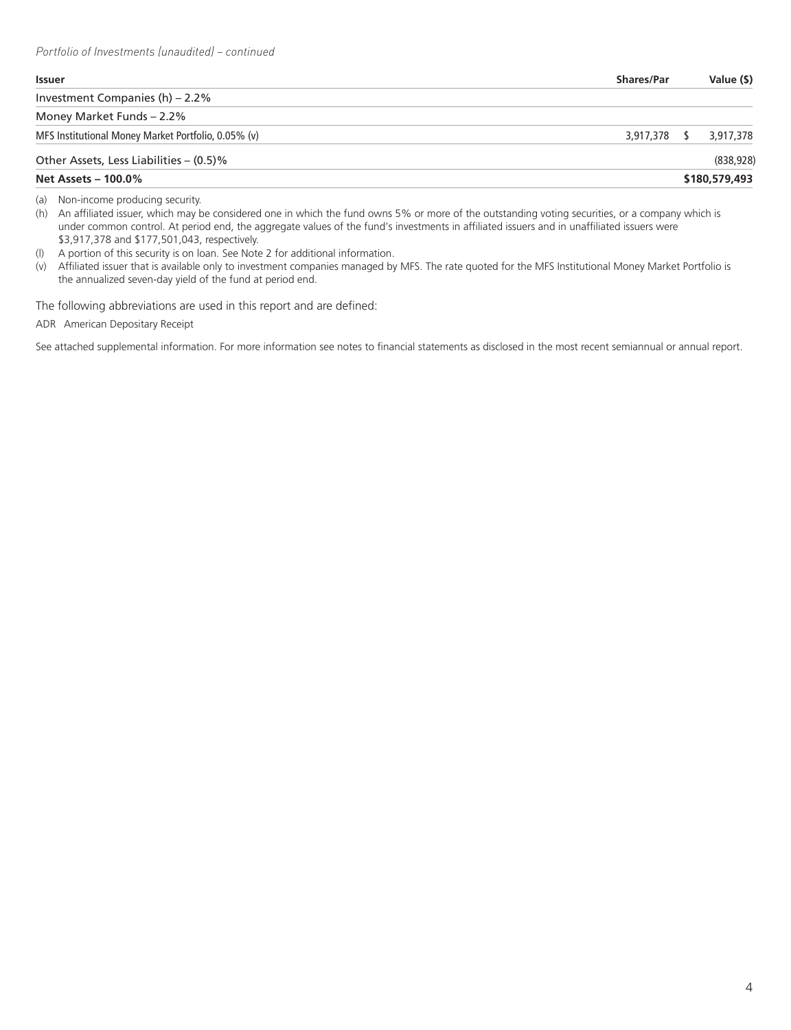*Portfolio of Investments (unaudited) – continued*

| Issuer | Shares/Par | Value ($) |
|---|---|---|
| Investment Companies (h) – 2.2% | | |
| Money Market Funds – 2.2% | | |
| MFS Institutional Money Market Portfolio, 0.05% (v) | 3,917,378 | $ 3,917,378 |
| Other Assets, Less Liabilities – (0.5)% | | (838,928) |
| **Net Assets – 100.0%** | | **$180,579,493** |

(a) Non-income producing security.

(h) An affiliated issuer, which may be considered one in which the fund owns 5% or more of the outstanding voting securities, or a company which is under common control. At period end, the aggregate values of the fund's investments in affiliated issuers and in unaffiliated issuers were $3,917,378 and $177,501,043, respectively.

(l) A portion of this security is on loan. See Note 2 for additional information.

(v) Affiliated issuer that is available only to investment companies managed by MFS. The rate quoted for the MFS Institutional Money Market Portfolio is the annualized seven-day yield of the fund at period end.

The following abbreviations are used in this report and are defined:

ADR American Depositary Receipt

See attached supplemental information. For more information see notes to financial statements as disclosed in the most recent semiannual or annual report.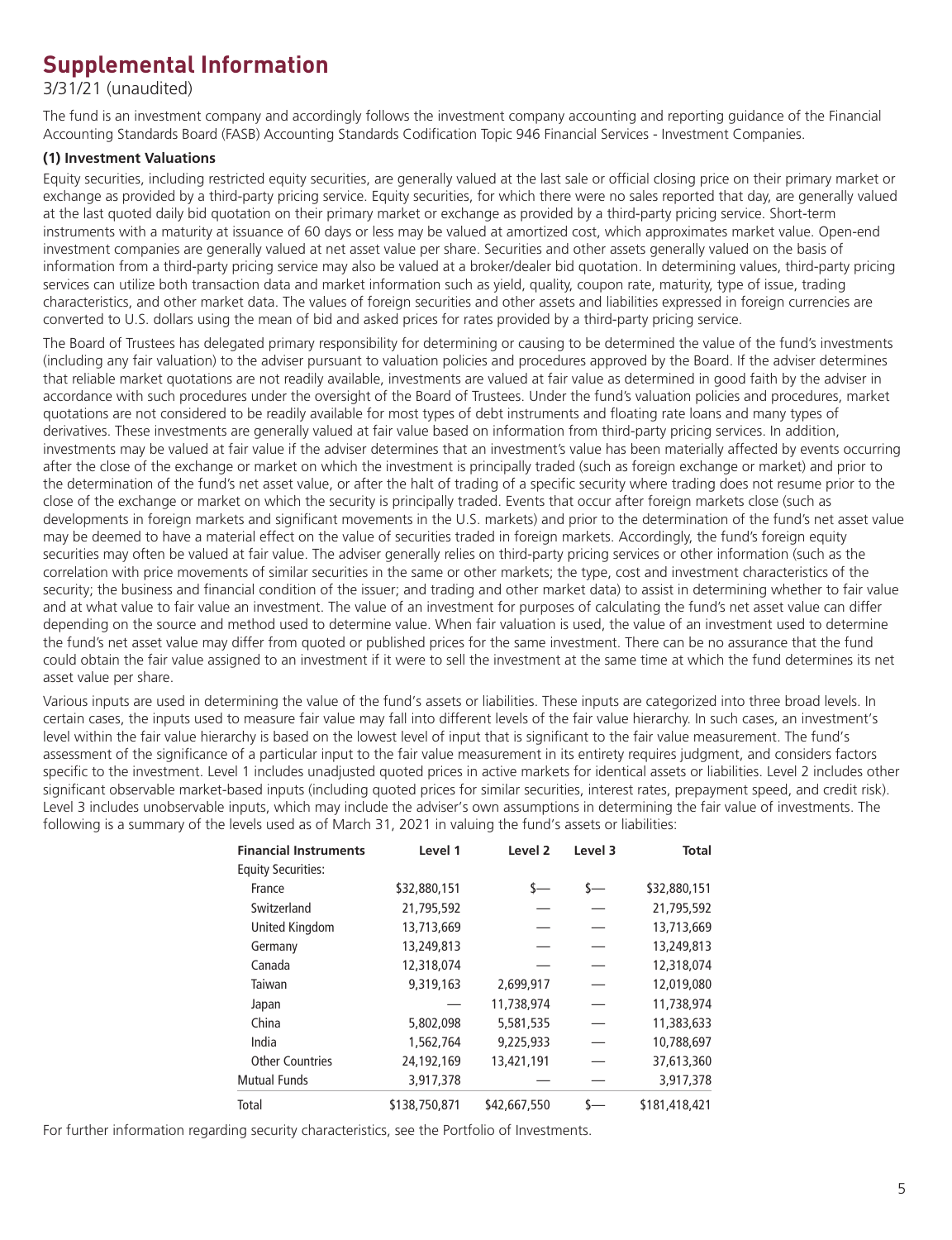# Supplemental Information

3/31/21 (unaudited)

The fund is an investment company and accordingly follows the investment company accounting and reporting guidance of the Financial Accounting Standards Board (FASB) Accounting Standards Codification Topic 946 Financial Services - Investment Companies.

**(1) Investment Valuations**

Equity securities, including restricted equity securities, are generally valued at the last sale or official closing price on their primary market or exchange as provided by a third-party pricing service. Equity securities, for which there were no sales reported that day, are generally valued at the last quoted daily bid quotation on their primary market or exchange as provided by a third-party pricing service. Short-term instruments with a maturity at issuance of 60 days or less may be valued at amortized cost, which approximates market value. Open-end investment companies are generally valued at net asset value per share. Securities and other assets generally valued on the basis of information from a third-party pricing service may also be valued at a broker/dealer bid quotation. In determining values, third-party pricing services can utilize both transaction data and market information such as yield, quality, coupon rate, maturity, type of issue, trading characteristics, and other market data. The values of foreign securities and other assets and liabilities expressed in foreign currencies are converted to U.S. dollars using the mean of bid and asked prices for rates provided by a third-party pricing service.

The Board of Trustees has delegated primary responsibility for determining or causing to be determined the value of the fund's investments (including any fair valuation) to the adviser pursuant to valuation policies and procedures approved by the Board. If the adviser determines that reliable market quotations are not readily available, investments are valued at fair value as determined in good faith by the adviser in accordance with such procedures under the oversight of the Board of Trustees. Under the fund's valuation policies and procedures, market quotations are not considered to be readily available for most types of debt instruments and floating rate loans and many types of derivatives. These investments are generally valued at fair value based on information from third-party pricing services. In addition, investments may be valued at fair value if the adviser determines that an investment's value has been materially affected by events occurring after the close of the exchange or market on which the investment is principally traded (such as foreign exchange or market) and prior to the determination of the fund's net asset value, or after the halt of trading of a specific security where trading does not resume prior to the close of the exchange or market on which the security is principally traded. Events that occur after foreign markets close (such as developments in foreign markets and significant movements in the U.S. markets) and prior to the determination of the fund's net asset value may be deemed to have a material effect on the value of securities traded in foreign markets. Accordingly, the fund's foreign equity securities may often be valued at fair value. The adviser generally relies on third-party pricing services or other information (such as the correlation with price movements of similar securities in the same or other markets; the type, cost and investment characteristics of the security; the business and financial condition of the issuer; and trading and other market data) to assist in determining whether to fair value and at what value to fair value an investment. The value of an investment for purposes of calculating the fund's net asset value can differ depending on the source and method used to determine value. When fair valuation is used, the value of an investment used to determine the fund's net asset value may differ from quoted or published prices for the same investment. There can be no assurance that the fund could obtain the fair value assigned to an investment if it were to sell the investment at the same time at which the fund determines its net asset value per share.

Various inputs are used in determining the value of the fund's assets or liabilities. These inputs are categorized into three broad levels. In certain cases, the inputs used to measure fair value may fall into different levels of the fair value hierarchy. In such cases, an investment's level within the fair value hierarchy is based on the lowest level of input that is significant to the fair value measurement. The fund's assessment of the significance of a particular input to the fair value measurement in its entirety requires judgment, and considers factors specific to the investment. Level 1 includes unadjusted quoted prices in active markets for identical assets or liabilities. Level 2 includes other significant observable market-based inputs (including quoted prices for similar securities, interest rates, prepayment speed, and credit risk). Level 3 includes unobservable inputs, which may include the adviser's own assumptions in determining the fair value of investments. The following is a summary of the levels used as of March 31, 2021 in valuing the fund's assets or liabilities:

| Financial Instruments | Level 1 | Level 2 | Level 3 | Total |
|---|---|---|---|---|
| Equity Securities: | | | | |
| France | $32,880,151 | $— | $— | $32,880,151 |
| Switzerland | 21,795,592 | — | — | 21,795,592 |
| United Kingdom | 13,713,669 | — | — | 13,713,669 |
| Germany | 13,249,813 | — | — | 13,249,813 |
| Canada | 12,318,074 | — | — | 12,318,074 |
| Taiwan | 9,319,163 | 2,699,917 | — | 12,019,080 |
| Japan | — | 11,738,974 | — | 11,738,974 |
| China | 5,802,098 | 5,581,535 | — | 11,383,633 |
| India | 1,562,764 | 9,225,933 | — | 10,788,697 |
| Other Countries | 24,192,169 | 13,421,191 | — | 37,613,360 |
| Mutual Funds | 3,917,378 | — | — | 3,917,378 |
| Total | $138,750,871 | $42,667,550 | $— | $181,418,421 |

For further information regarding security characteristics, see the Portfolio of Investments.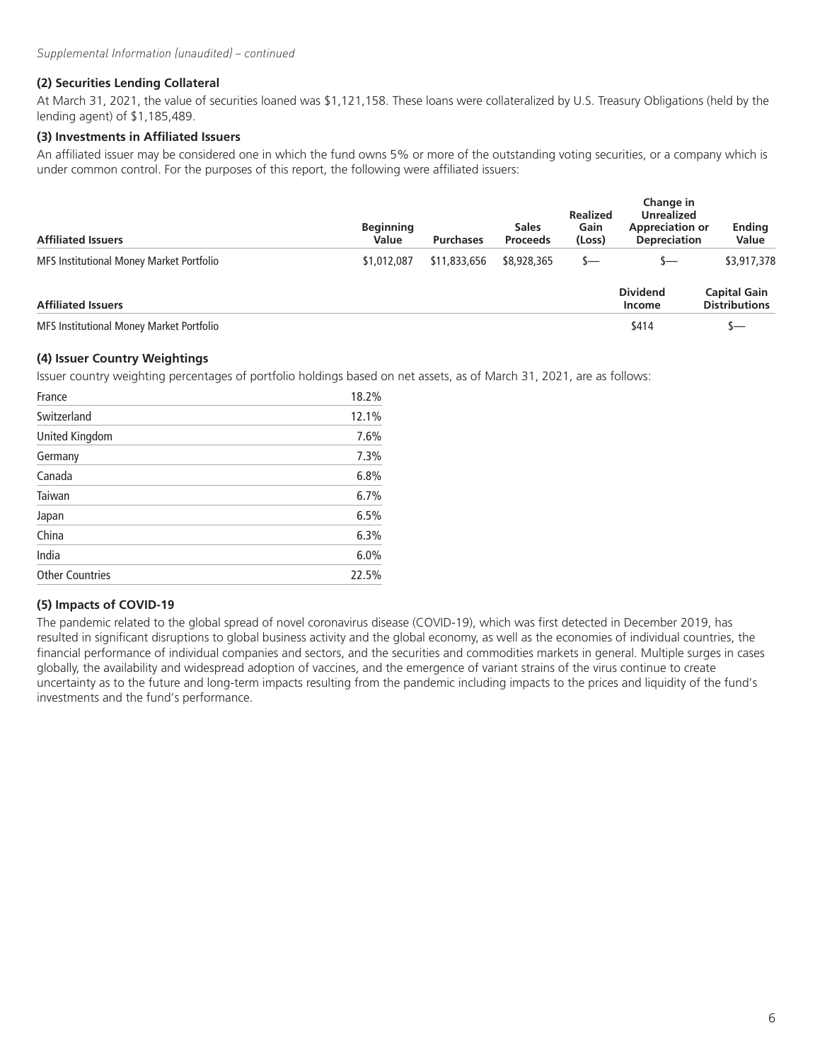*Supplemental Information (unaudited) – continued*

### (2) Securities Lending Collateral

At March 31, 2021, the value of securities loaned was $1,121,158. These loans were collateralized by U.S. Treasury Obligations (held by the lending agent) of $1,185,489.

### (3) Investments in Affiliated Issuers

An affiliated issuer may be considered one in which the fund owns 5% or more of the outstanding voting securities, or a company which is under common control. For the purposes of this report, the following were affiliated issuers:

| Affiliated Issuers | Beginning Value | Purchases | Sales Proceeds | Realized Gain (Loss) | Change in Unrealized Appreciation or Depreciation | Ending Value |
|---|---|---|---|---|---|---|
| MFS Institutional Money Market Portfolio | $1,012,087 | $11,833,656 | $8,928,365 | $— | $— | $3,917,378 |

| Affiliated Issuers | Dividend Income | Capital Gain Distributions |
|---|---|---|
| MFS Institutional Money Market Portfolio | $414 | $— |

### (4) Issuer Country Weightings

Issuer country weighting percentages of portfolio holdings based on net assets, as of March 31, 2021, are as follows:

| | |
|---|---|
| France | 18.2% |
| Switzerland | 12.1% |
| United Kingdom | 7.6% |
| Germany | 7.3% |
| Canada | 6.8% |
| Taiwan | 6.7% |
| Japan | 6.5% |
| China | 6.3% |
| India | 6.0% |
| Other Countries | 22.5% |

### (5) Impacts of COVID-19

The pandemic related to the global spread of novel coronavirus disease (COVID-19), which was first detected in December 2019, has resulted in significant disruptions to global business activity and the global economy, as well as the economies of individual countries, the financial performance of individual companies and sectors, and the securities and commodities markets in general. Multiple surges in cases globally, the availability and widespread adoption of vaccines, and the emergence of variant strains of the virus continue to create uncertainty as to the future and long-term impacts resulting from the pandemic including impacts to the prices and liquidity of the fund's investments and the fund's performance.